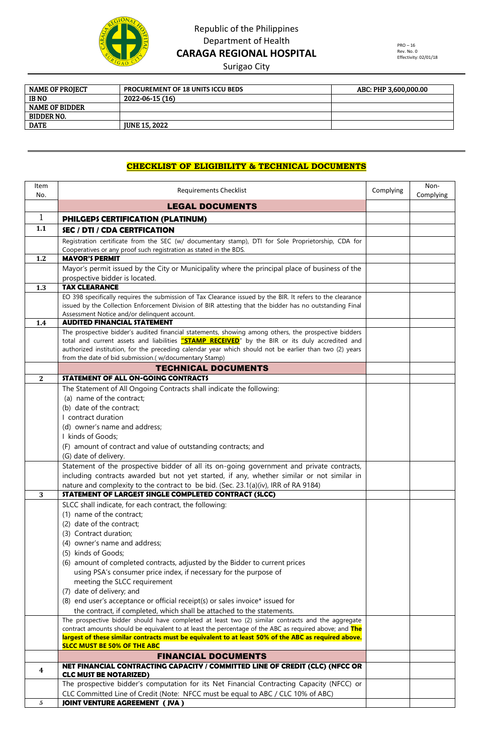Republic of the Philippines
Department of Health
**CARAGA REGIONAL HOSPITAL**
Surigao City

PRO – 16
Rev. No. 0
Effectivity: 02/01/18

| NAME OF PROJECT | PROCUREMENT OF 18 UNITS ICCU BEDS | ABC: PHP 3,600,000.00 |
|---|---|---|
| IB NO | 2022-06-15 (16) | |
| NAME OF BIDDER | | |
| BIDDER NO. | | |
| DATE | JUNE 15, 2022 | |

## CHECKLIST OF ELIGIBILITY & TECHNICAL DOCUMENTS

| Item No. | Requirements Checklist | Complying | Non-Complying |
|---|---|---|---|
| | **LEGAL DOCUMENTS** | | |
| 1 | **PHILGEPS CERTIFICATION (PLATINUM)** | | |
| 1.1 | **SEC / DTI / CDA CERTFICATION** | | |
| | Registration certificate from the SEC (w/ documentary stamp), DTI for Sole Proprietorship, CDA for Cooperatives or any proof such registration as stated in the BDS. | | |
| 1.2 | **MAYOR'S PERMIT** | | |
| | Mayor's permit issued by the City or Municipality where the principal place of business of the prospective bidder is located. | | |
| 1.3 | **TAX CLEARANCE** | | |
| | EO 398 specifically requires the submission of Tax Clearance issued by the BIR. It refers to the clearance issued by the Collection Enforcement Division of BIR attesting that the bidder has no outstanding Final Assessment Notice and/or delinquent account. | | |
| 1.4 | **AUDITED FINANCIAL STATEMENT** | | |
| | The prospective bidder's audited financial statements, showing among others, the prospective bidders total and current assets and liabilities **"STAMP RECEIVED"** by the BIR or its duly accredited and authorized institution, for the preceding calendar year which should not be earlier than two (2) years from the date of bid submission.( w/documentary Stamp) | | |
| | **TECHNICAL DOCUMENTS** | | |
| 2 | **STATEMENT OF ALL ON-GOING CONTRACTS** | | |
| | The Statement of All Ongoing Contracts shall indicate the following:<br>(a) name of the contract;<br>(b) date of the contract;<br>I contract duration<br>(d) owner's name and address;<br>I kinds of Goods;<br>(F) amount of contract and value of outstanding contracts; and<br>(G) date of delivery. | | |
| | Statement of the prospective bidder of all its on-going government and private contracts, including contracts awarded but not yet started, if any, whether similar or not similar in nature and complexity to the contract to be bid. (Sec. 23.1(a)(iv), IRR of RA 9184) | | |
| 3 | **STATEMENT OF LARGEST SINGLE COMPLETED CONTRACT (SLCC)** | | |
| | SLCC shall indicate, for each contract, the following:<br>(1) name of the contract;<br>(2) date of the contract;<br>(3) Contract duration;<br>(4) owner's name and address;<br>(5) kinds of Goods;<br>(6) amount of completed contracts, adjusted by the Bidder to current prices using PSA's consumer price index, if necessary for the purpose of meeting the SLCC requirement<br>(7) date of delivery; and<br>(8) end user's acceptance or official receipt(s) or sales invoice* issued for the contract, if completed, which shall be attached to the statements. | | |
| | The prospective bidder should have completed at least two (2) similar contracts and the aggregate contract amounts should be equivalent to at least the percentage of the ABC as required above; and **The largest of these similar contracts must be equivalent to at least 50% of the ABC as required above. SLCC MUST BE 50% OF THE ABC** | | |
| | **FINANCIAL DOCUMENTS** | | |
| 4 | **NET FINANCIAL CONTRACTING CAPACITY / COMMITTED LINE OF CREDIT (CLC) (NFCC OR CLC MUST BE NOTARIZED)** | | |
| | The prospective bidder's computation for its Net Financial Contracting Capacity (NFCC) or CLC Committed Line of Credit (Note: NFCC must be equal to ABC / CLC 10% of ABC) | | |
| 5 | **JOINT VENTURE AGREEMENT ( JVA )** | | |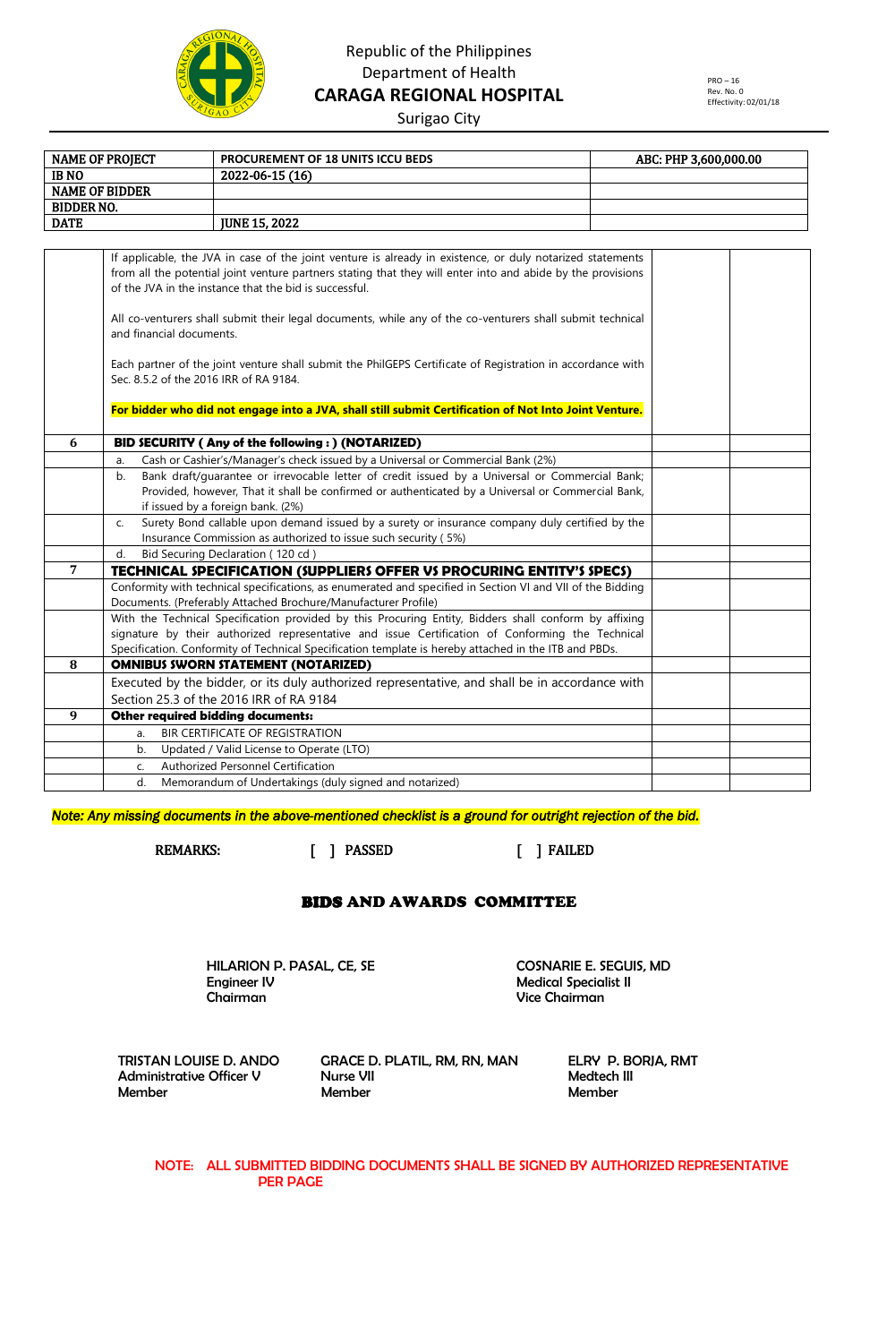Republic of the Philippines
Department of Health
**CARAGA REGIONAL HOSPITAL**
Surigao City

PRO – 16
Rev. No. 0
Effectivity: 02/01/18

| NAME OF PROJECT | PROCUREMENT OF 18 UNITS ICCU BEDS | ABC: PHP 3,600,000.00 |
|---|---|---|
| IB NO | 2022-06-15 (16) | |
| NAME OF BIDDER | | |
| BIDDER NO. | | |
| DATE | JUNE 15, 2022 | |

| | | | |
|---|---|---|---|
| | If applicable, the JVA in case of the joint venture is already in existence, or duly notarized statements from all the potential joint venture partners stating that they will enter into and abide by the provisions of the JVA in the instance that the bid is successful.<br><br>All co-venturers shall submit their legal documents, while any of the co-venturers shall submit technical and financial documents.<br><br>Each partner of the joint venture shall submit the PhilGEPS Certificate of Registration in accordance with Sec. 8.5.2 of the 2016 IRR of RA 9184.<br><br>**For bidder who did not engage into a JVA, shall still submit Certification of Not Into Joint Venture.** | | |
| **6** | **BID SECURITY ( Any of the following : ) (NOTARIZED)** | | |
| | a. Cash or Cashier's/Manager's check issued by a Universal or Commercial Bank (2%) | | |
| | b. Bank draft/guarantee or irrevocable letter of credit issued by a Universal or Commercial Bank; Provided, however, That it shall be confirmed or authenticated by a Universal or Commercial Bank, if issued by a foreign bank. (2%) | | |
| | c. Surety Bond callable upon demand issued by a surety or insurance company duly certified by the Insurance Commission as authorized to issue such security ( 5%) | | |
| | d. Bid Securing Declaration ( 120 cd ) | | |
| **7** | **TECHNICAL SPECIFICATION (SUPPLIERS OFFER VS PROCURING ENTITY'S SPECS)** | | |
| | Conformity with technical specifications, as enumerated and specified in Section VI and VII of the Bidding Documents. (Preferably Attached Brochure/Manufacturer Profile) | | |
| | With the Technical Specification provided by this Procuring Entity, Bidders shall conform by affixing signature by their authorized representative and issue Certification of Conforming the Technical Specification. Conformity of Technical Specification template is hereby attached in the ITB and PBDs. | | |
| **8** | **OMNIBUS SWORN STATEMENT (NOTARIZED)** | | |
| | Executed by the bidder, or its duly authorized representative, and shall be in accordance with Section 25.3 of the 2016 IRR of RA 9184 | | |
| **9** | **Other required bidding documents:** | | |
| | a. BIR CERTIFICATE OF REGISTRATION | | |
| | b. Updated / Valid License to Operate (LTO) | | |
| | c. Authorized Personnel Certification | | |
| | d. Memorandum of Undertakings (duly signed and notarized) | | |

*Note: Any missing documents in the above-mentioned checklist is a ground for outright rejection of the bid.*

REMARKS: [ ] PASSED [ ] FAILED

## BIDS AND AWARDS COMMITTEE

**HILARION P. PASAL, CE, SE**
Engineer IV
Chairman

**COSNARIE E. SEGUIS, MD**
Medical Specialist II
Vice Chairman

**TRISTAN LOUISE D. ANDO**
Administrative Officer V
Member

**GRACE D. PLATIL, RM, RN, MAN**
Nurse VII
Member

**ELRY P. BORJA, RMT**
Medtech III
Member

NOTE: ALL SUBMITTED BIDDING DOCUMENTS SHALL BE SIGNED BY AUTHORIZED REPRESENTATIVE PER PAGE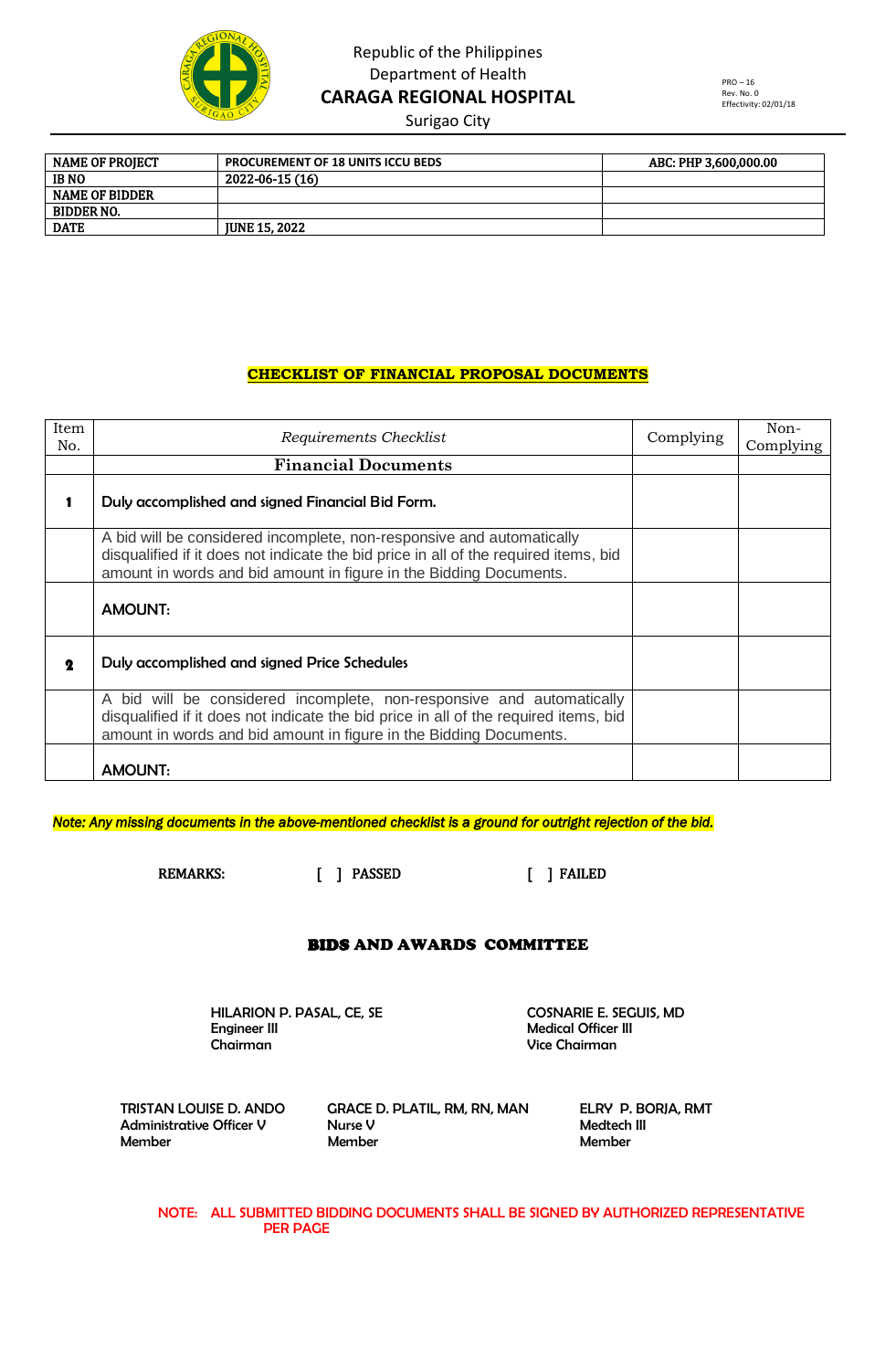Republic of the Philippines
Department of Health
**CARAGA REGIONAL HOSPITAL**
Surigao City

PRO – 16
Rev. No. 0
Effectivity: 02/01/18

| | | |
|---|---|---|
| **NAME OF PROJECT** | **PROCUREMENT OF 18 UNITS ICCU BEDS** | **ABC: PHP 3,600,000.00** |
| **IB NO** | **2022-06-15 (16)** | |
| **NAME OF BIDDER** | | |
| **BIDDER NO.** | | |
| **DATE** | **JUNE 15, 2022** | |

## CHECKLIST OF FINANCIAL PROPOSAL DOCUMENTS

| Item No. | *Requirements Checklist* | Complying | Non-Complying |
|---|---|---|---|
| | **Financial Documents** | | |
| **1** | **Duly accomplished and signed Financial Bid Form.** | | |
| | A bid will be considered incomplete, non-responsive and automatically disqualified if it does not indicate the bid price in all of the required items, bid amount in words and bid amount in figure in the Bidding Documents. | | |
| | **AMOUNT:** | | |
| **2** | **Duly accomplished and signed Price Schedules** | | |
| | A bid will be considered incomplete, non-responsive and automatically disqualified if it does not indicate the bid price in all of the required items, bid amount in words and bid amount in figure in the Bidding Documents. | | |
| | **AMOUNT:** | | |

***Note: Any missing documents in the above-mentioned checklist is a ground for outright rejection of the bid.***

**REMARKS:** **[ ] PASSED** **[ ] FAILED**

### BIDS AND AWARDS COMMITTEE

**HILARION P. PASAL, CE, SE**
**Engineer III**
**Chairman**

**COSNARIE E. SEGUIS, MD**
**Medical Officer III**
**Vice Chairman**

**TRISTAN LOUISE D. ANDO**
**Administrative Officer V**
**Member**

**GRACE D. PLATIL, RM, RN, MAN**
**Nurse V**
**Member**

**ELRY P. BORJA, RMT**
**Medtech III**
**Member**

**NOTE: ALL SUBMITTED BIDDING DOCUMENTS SHALL BE SIGNED BY AUTHORIZED REPRESENTATIVE PER PAGE**